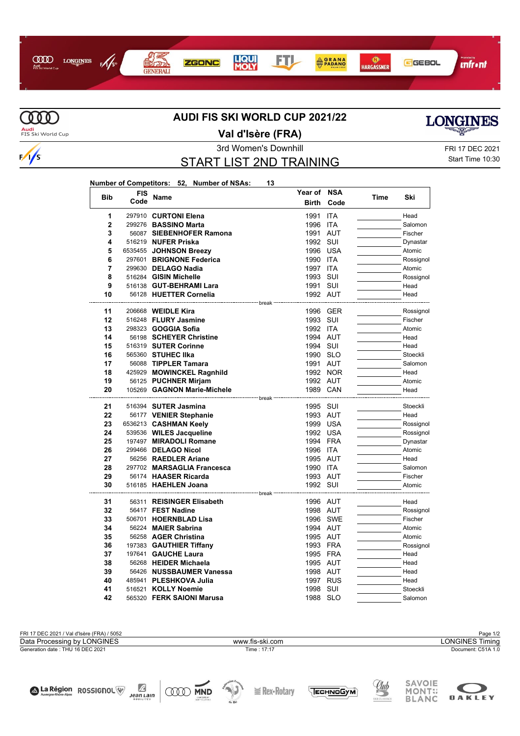# AUDI FIS SKI WORLD CUP 2021/22

## Val d'Isère (FRA)

3rd Women's Downhill

FRI 17 DEC 2021

## START LIST 2ND TRAINING

Start Time 10:30

**Number of Competitors: 52, Number of NSAs: 13**

| Bib | FIS Code | Name | Year of Birth | NSA Code | Time | Ski |
|---|---|---|---|---|---|---|
| 1 | 297910 | **CURTONI Elena** | 1991 | ITA | | Head |
| 2 | 299276 | **BASSINO Marta** | 1996 | ITA | | Salomon |
| 3 | 56087 | **SIEBENHOFER Ramona** | 1991 | AUT | | Fischer |
| 4 | 516219 | **NUFER Priska** | 1992 | SUI | | Dynastar |
| 5 | 6535455 | **JOHNSON Breezy** | 1996 | USA | | Atomic |
| 6 | 297601 | **BRIGNONE Federica** | 1990 | ITA | | Rossignol |
| 7 | 299630 | **DELAGO Nadia** | 1997 | ITA | | Atomic |
| 8 | 516284 | **GISIN Michelle** | 1993 | SUI | | Rossignol |
| 9 | 516138 | **GUT-BEHRAMI Lara** | 1991 | SUI | | Head |
| 10 | 56128 | **HUETTER Cornelia** | 1992 | AUT | | Head |
| | | break | | | | |
| 11 | 206668 | **WEIDLE Kira** | 1996 | GER | | Rossignol |
| 12 | 516248 | **FLURY Jasmine** | 1993 | SUI | | Fischer |
| 13 | 298323 | **GOGGIA Sofia** | 1992 | ITA | | Atomic |
| 14 | 56198 | **SCHEYER Christine** | 1994 | AUT | | Head |
| 15 | 516319 | **SUTER Corinne** | 1994 | SUI | | Head |
| 16 | 565360 | **STUHEC Ilka** | 1990 | SLO | | Stoeckli |
| 17 | 56088 | **TIPPLER Tamara** | 1991 | AUT | | Salomon |
| 18 | 425929 | **MOWINCKEL Ragnhild** | 1992 | NOR | | Head |
| 19 | 56125 | **PUCHNER Mirjam** | 1992 | AUT | | Atomic |
| 20 | 105269 | **GAGNON Marie-Michele** | 1989 | CAN | | Head |
| | | break | | | | |
| 21 | 516394 | **SUTER Jasmina** | 1995 | SUI | | Stoeckli |
| 22 | 56177 | **VENIER Stephanie** | 1993 | AUT | | Head |
| 23 | 6536213 | **CASHMAN Keely** | 1999 | USA | | Rossignol |
| 24 | 539536 | **WILES Jacqueline** | 1992 | USA | | Rossignol |
| 25 | 197497 | **MIRADOLI Romane** | 1994 | FRA | | Dynastar |
| 26 | 299466 | **DELAGO Nicol** | 1996 | ITA | | Atomic |
| 27 | 56256 | **RAEDLER Ariane** | 1995 | AUT | | Head |
| 28 | 297702 | **MARSAGLIA Francesca** | 1990 | ITA | | Salomon |
| 29 | 56174 | **HAASER Ricarda** | 1993 | AUT | | Fischer |
| 30 | 516185 | **HAEHLEN Joana** | 1992 | SUI | | Atomic |
| | | break | | | | |
| 31 | 56311 | **REISINGER Elisabeth** | 1996 | AUT | | Head |
| 32 | 56417 | **FEST Nadine** | 1998 | AUT | | Rossignol |
| 33 | 506701 | **HOERNBLAD Lisa** | 1996 | SWE | | Fischer |
| 34 | 56224 | **MAIER Sabrina** | 1994 | AUT | | Atomic |
| 35 | 56258 | **AGER Christina** | 1995 | AUT | | Atomic |
| 36 | 197383 | **GAUTHIER Tiffany** | 1993 | FRA | | Rossignol |
| 37 | 197641 | **GAUCHE Laura** | 1995 | FRA | | Head |
| 38 | 56268 | **HEIDER Michaela** | 1995 | AUT | | Head |
| 39 | 56426 | **NUSSBAUMER Vanessa** | 1998 | AUT | | Head |
| 40 | 485941 | **PLESHKOVA Julia** | 1997 | RUS | | Head |
| 41 | 516521 | **KOLLY Noemie** | 1998 | SUI | | Stoeckli |
| 42 | 565320 | **FERK SAIONI Marusa** | 1988 | SLO | | Salomon |

FRI 17 DEC 2021 / Val d'Isère (FRA) / 5052

Data Processing by LONGINES | www.fis-ski.com | LONGINES Timing

Generation date : THU 16 DEC 2021 | Time : 17:17 | Document: C51A 1.0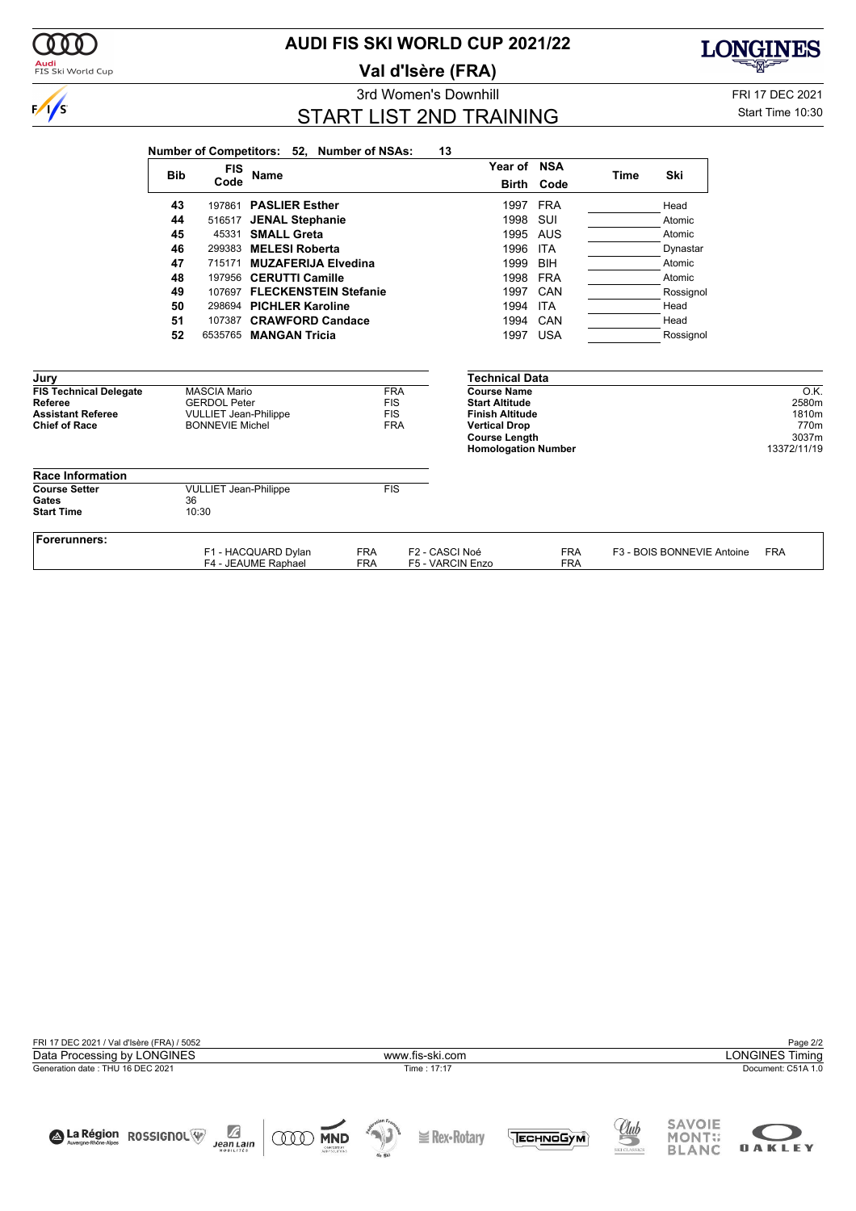# AUDI FIS SKI WORLD CUP 2021/22

## Val d'Isère (FRA)

3rd Women's Downhill

FRI 17 DEC 2021

## START LIST 2ND TRAINING

Start Time 10:30

**Number of Competitors: 52, Number of NSAs: 13**

| Bib | FIS Code | Name | Year of Birth | NSA Code | Time | Ski |
|---|---|---|---|---|---|---|
| 43 | 197861 | **PASLIER Esther** | 1997 | FRA | | Head |
| 44 | 516517 | **JENAL Stephanie** | 1998 | SUI | | Atomic |
| 45 | 45331 | **SMALL Greta** | 1995 | AUS | | Atomic |
| 46 | 299383 | **MELESI Roberta** | 1996 | ITA | | Dynastar |
| 47 | 715171 | **MUZAFERIJA Elvedina** | 1999 | BIH | | Atomic |
| 48 | 197956 | **CERUTTI Camille** | 1998 | FRA | | Atomic |
| 49 | 107697 | **FLECKENSTEIN Stefanie** | 1997 | CAN | | Rossignol |
| 50 | 298694 | **PICHLER Karoline** | 1994 | ITA | | Head |
| 51 | 107387 | **CRAWFORD Candace** | 1994 | CAN | | Head |
| 52 | 6535765 | **MANGAN Tricia** | 1997 | USA | | Rossignol |

### Jury

| | | |
|---|---|---|
| **FIS Technical Delegate** | MASCIA Mario | FRA |
| **Referee** | GERDOL Peter | FIS |
| **Assistant Referee** | VULLIET Jean-Philippe | FIS |
| **Chief of Race** | BONNEVIE Michel | FRA |

### Technical Data

| | |
|---|---|
| **Course Name** | O.K. |
| **Start Altitude** | 2580m |
| **Finish Altitude** | 1810m |
| **Vertical Drop** | 770m |
| **Course Length** | 3037m |
| **Homologation Number** | 13372/11/19 |

### Race Information

| | | |
|---|---|---|
| **Course Setter** | VULLIET Jean-Philippe | FIS |
| **Gates** | 36 | |
| **Start Time** | 10:30 | |

### Forerunners:

| | | | | | |
|---|---|---|---|---|---|
| F1 - HACQUARD Dylan | FRA | F2 - CASCI Noé | FRA | F3 - BOIS BONNEVIE Antoine | FRA |
| F4 - JEAUME Raphael | FRA | F5 - VARCIN Enzo | FRA | | |

FRI 17 DEC 2021 / Val d'Isère (FRA) / 5052

Data Processing by LONGINES — www.fis-ski.com — LONGINES Timing

Generation date : THU 16 DEC 2021 — Time : 17:17 — Document: C51A 1.0